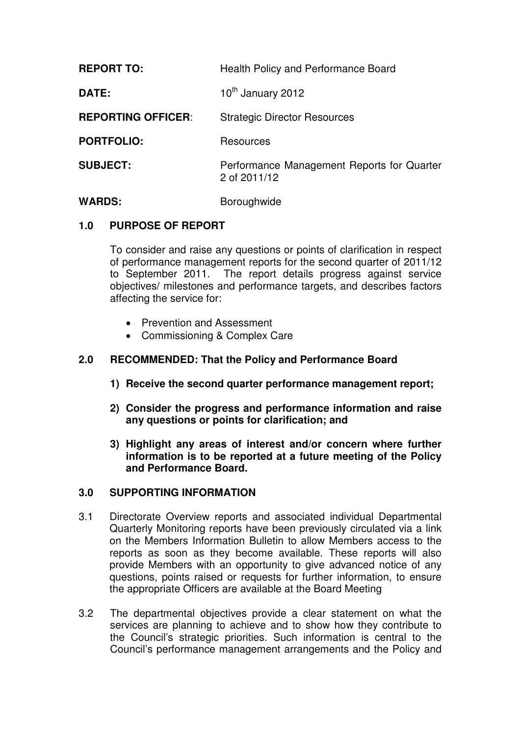| | |
|---|---|
| **REPORT TO:** | Health Policy and Performance Board |
| **DATE:** | 10th January 2012 |
| **REPORTING OFFICER**: | Strategic Director Resources |
| **PORTFOLIO:** | Resources |
| **SUBJECT:** | Performance Management Reports for Quarter 2 of 2011/12 |
| **WARDS:** | Boroughwide |

## 1.0 PURPOSE OF REPORT

To consider and raise any questions or points of clarification in respect of performance management reports for the second quarter of 2011/12 to September 2011. The report details progress against service objectives/ milestones and performance targets, and describes factors affecting the service for:

- Prevention and Assessment
- Commissioning & Complex Care

## 2.0 RECOMMENDED: That the Policy and Performance Board

**1) Receive the second quarter performance management report;**

**2) Consider the progress and performance information and raise any questions or points for clarification; and**

**3) Highlight any areas of interest and/or concern where further information is to be reported at a future meeting of the Policy and Performance Board.**

## 3.0 SUPPORTING INFORMATION

3.1 Directorate Overview reports and associated individual Departmental Quarterly Monitoring reports have been previously circulated via a link on the Members Information Bulletin to allow Members access to the reports as soon as they become available. These reports will also provide Members with an opportunity to give advanced notice of any questions, points raised or requests for further information, to ensure the appropriate Officers are available at the Board Meeting

3.2 The departmental objectives provide a clear statement on what the services are planning to achieve and to show how they contribute to the Council's strategic priorities. Such information is central to the Council's performance management arrangements and the Policy and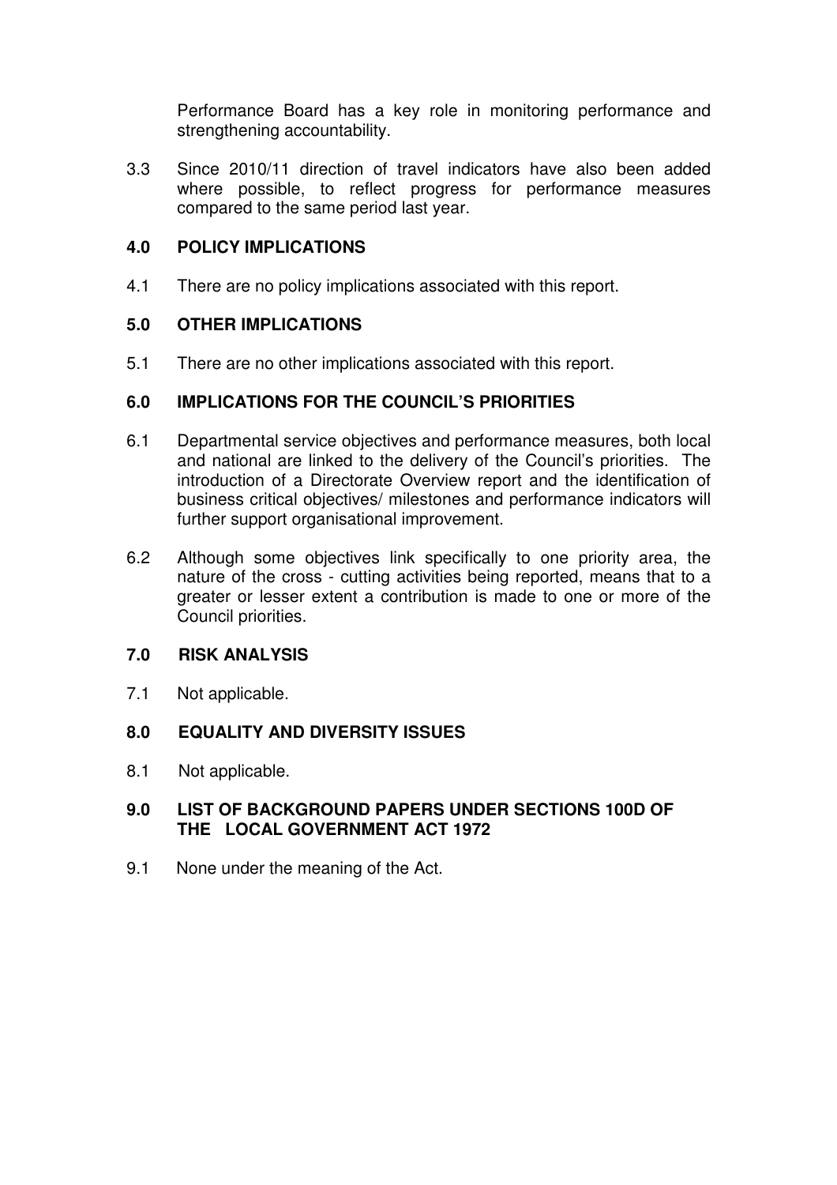Performance Board has a key role in monitoring performance and strengthening accountability.

3.3 Since 2010/11 direction of travel indicators have also been added where possible, to reflect progress for performance measures compared to the same period last year.

## 4.0 POLICY IMPLICATIONS

4.1 There are no policy implications associated with this report.

## 5.0 OTHER IMPLICATIONS

5.1 There are no other implications associated with this report.

## 6.0 IMPLICATIONS FOR THE COUNCIL'S PRIORITIES

6.1 Departmental service objectives and performance measures, both local and national are linked to the delivery of the Council's priorities. The introduction of a Directorate Overview report and the identification of business critical objectives/ milestones and performance indicators will further support organisational improvement.

6.2 Although some objectives link specifically to one priority area, the nature of the cross - cutting activities being reported, means that to a greater or lesser extent a contribution is made to one or more of the Council priorities.

## 7.0 RISK ANALYSIS

7.1 Not applicable.

## 8.0 EQUALITY AND DIVERSITY ISSUES

8.1 Not applicable.

## 9.0 LIST OF BACKGROUND PAPERS UNDER SECTIONS 100D OF THE LOCAL GOVERNMENT ACT 1972

9.1 None under the meaning of the Act.